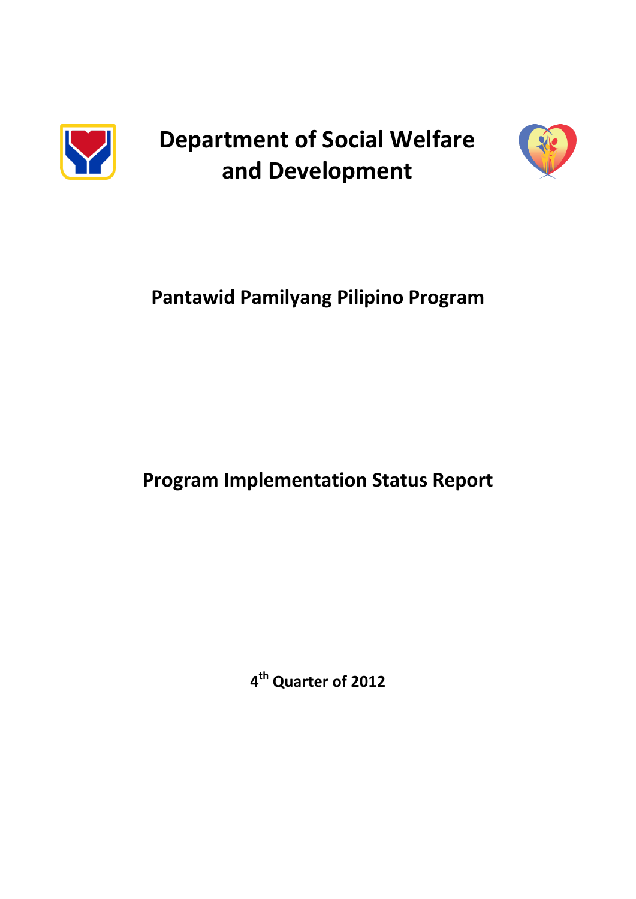# Department of Social Welfare and Development

## Pantawid Pamilyang Pilipino Program

## Program Implementation Status Report

**4th Quarter of 2012**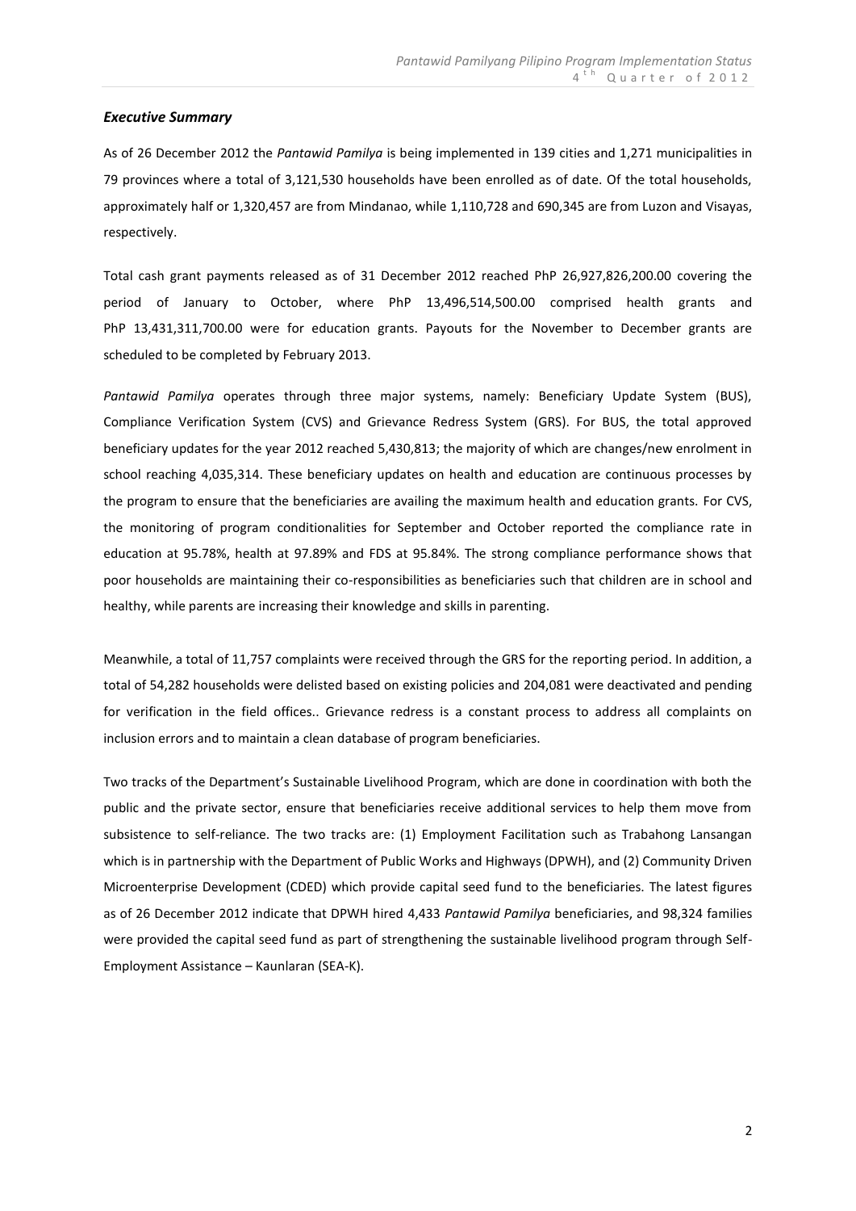### *Executive Summary*

As of 26 December 2012 the *Pantawid Pamilya* is being implemented in 139 cities and 1,271 municipalities in 79 provinces where a total of 3,121,530 households have been enrolled as of date. Of the total households, approximately half or 1,320,457 are from Mindanao, while 1,110,728 and 690,345 are from Luzon and Visayas, respectively.

Total cash grant payments released as of 31 December 2012 reached PhP 26,927,826,200.00 covering the period of January to October, where PhP 13,496,514,500.00 comprised health grants and PhP 13,431,311,700.00 were for education grants. Payouts for the November to December grants are scheduled to be completed by February 2013.

*Pantawid Pamilya* operates through three major systems, namely: Beneficiary Update System (BUS), Compliance Verification System (CVS) and Grievance Redress System (GRS). For BUS, the total approved beneficiary updates for the year 2012 reached 5,430,813; the majority of which are changes/new enrolment in school reaching 4,035,314. These beneficiary updates on health and education are continuous processes by the program to ensure that the beneficiaries are availing the maximum health and education grants. For CVS, the monitoring of program conditionalities for September and October reported the compliance rate in education at 95.78%, health at 97.89% and FDS at 95.84%. The strong compliance performance shows that poor households are maintaining their co-responsibilities as beneficiaries such that children are in school and healthy, while parents are increasing their knowledge and skills in parenting.

Meanwhile, a total of 11,757 complaints were received through the GRS for the reporting period. In addition, a total of 54,282 households were delisted based on existing policies and 204,081 were deactivated and pending for verification in the field offices.. Grievance redress is a constant process to address all complaints on inclusion errors and to maintain a clean database of program beneficiaries.

Two tracks of the Department's Sustainable Livelihood Program, which are done in coordination with both the public and the private sector, ensure that beneficiaries receive additional services to help them move from subsistence to self-reliance. The two tracks are: (1) Employment Facilitation such as Trabahong Lansangan which is in partnership with the Department of Public Works and Highways (DPWH), and (2) Community Driven Microenterprise Development (CDED) which provide capital seed fund to the beneficiaries. The latest figures as of 26 December 2012 indicate that DPWH hired 4,433 *Pantawid Pamilya* beneficiaries, and 98,324 families were provided the capital seed fund as part of strengthening the sustainable livelihood program through Self-Employment Assistance – Kaunlaran (SEA-K).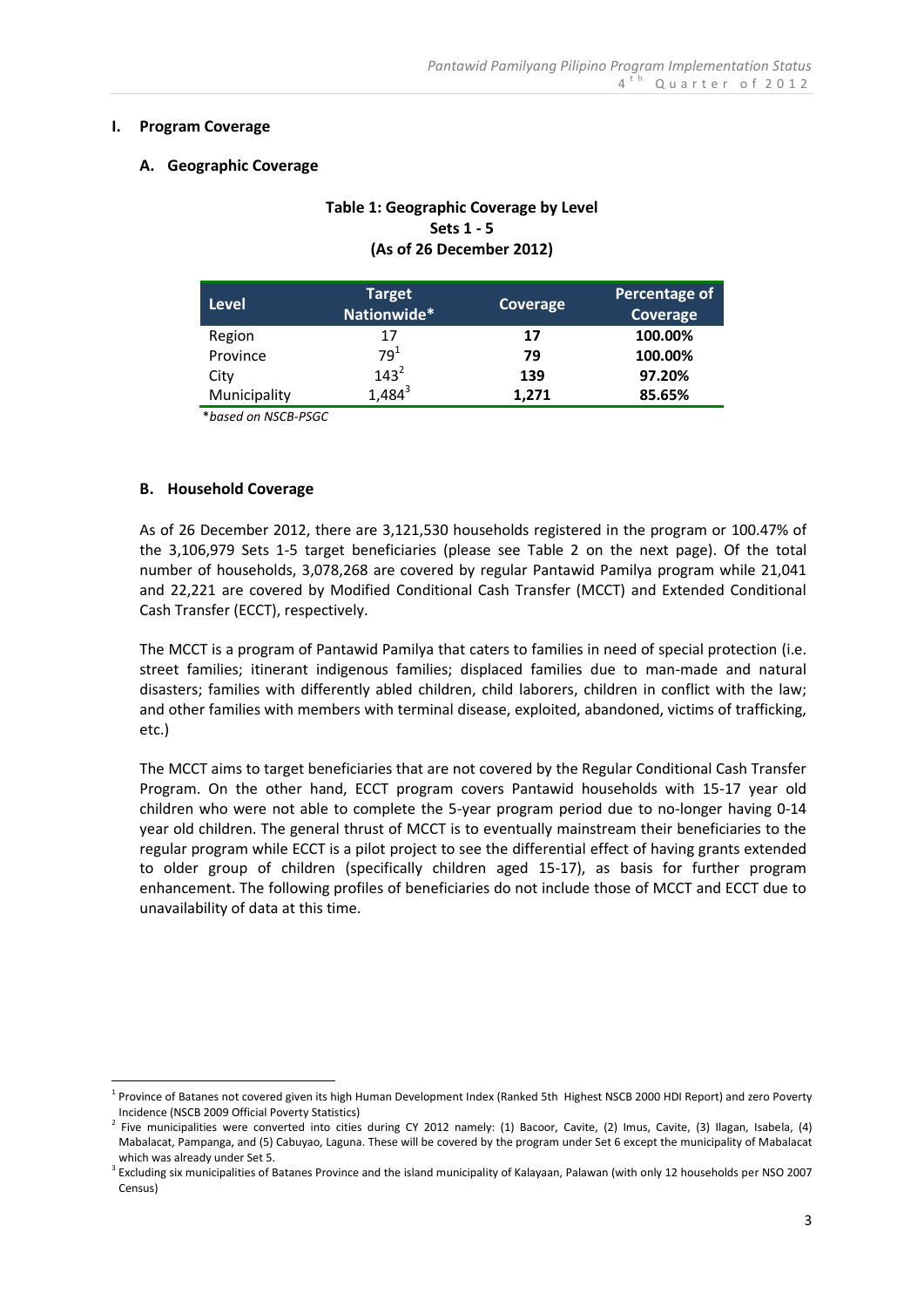## I. Program Coverage

### A. Geographic Coverage

**Table 1: Geographic Coverage by Level**
**Sets 1 - 5**
**(As of 26 December 2012)**

| Level | Target Nationwide* | Coverage | Percentage of Coverage |
|---|---|---|---|
| Region | 17 | **17** | **100.00%** |
| Province | 79[1] | **79** | **100.00%** |
| City | 143[2] | **139** | **97.20%** |
| Municipality | 1,484[3] | **1,271** | **85.65%** |

\**based on NSCB-PSGC*

### B. Household Coverage

As of 26 December 2012, there are 3,121,530 households registered in the program or 100.47% of the 3,106,979 Sets 1-5 target beneficiaries (please see Table 2 on the next page). Of the total number of households, 3,078,268 are covered by regular Pantawid Pamilya program while 21,041 and 22,221 are covered by Modified Conditional Cash Transfer (MCCT) and Extended Conditional Cash Transfer (ECCT), respectively.

The MCCT is a program of Pantawid Pamilya that caters to families in need of special protection (i.e. street families; itinerant indigenous families; displaced families due to man-made and natural disasters; families with differently abled children, child laborers, children in conflict with the law; and other families with members with terminal disease, exploited, abandoned, victims of trafficking, etc.)

The MCCT aims to target beneficiaries that are not covered by the Regular Conditional Cash Transfer Program. On the other hand, ECCT program covers Pantawid households with 15-17 year old children who were not able to complete the 5-year program period due to no-longer having 0-14 year old children. The general thrust of MCCT is to eventually mainstream their beneficiaries to the regular program while ECCT is a pilot project to see the differential effect of having grants extended to older group of children (specifically children aged 15-17), as basis for further program enhancement. The following profiles of beneficiaries do not include those of MCCT and ECCT due to unavailability of data at this time.

---

[1] Province of Batanes not covered given its high Human Development Index (Ranked 5th Highest NSCB 2000 HDI Report) and zero Poverty Incidence (NSCB 2009 Official Poverty Statistics)

[2] Five municipalities were converted into cities during CY 2012 namely: (1) Bacoor, Cavite, (2) Imus, Cavite, (3) Ilagan, Isabela, (4) Mabalacat, Pampanga, and (5) Cabuyao, Laguna. These will be covered by the program under Set 6 except the municipality of Mabalacat which was already under Set 5.

[3] Excluding six municipalities of Batanes Province and the island municipality of Kalayaan, Palawan (with only 12 households per NSO 2007 Census)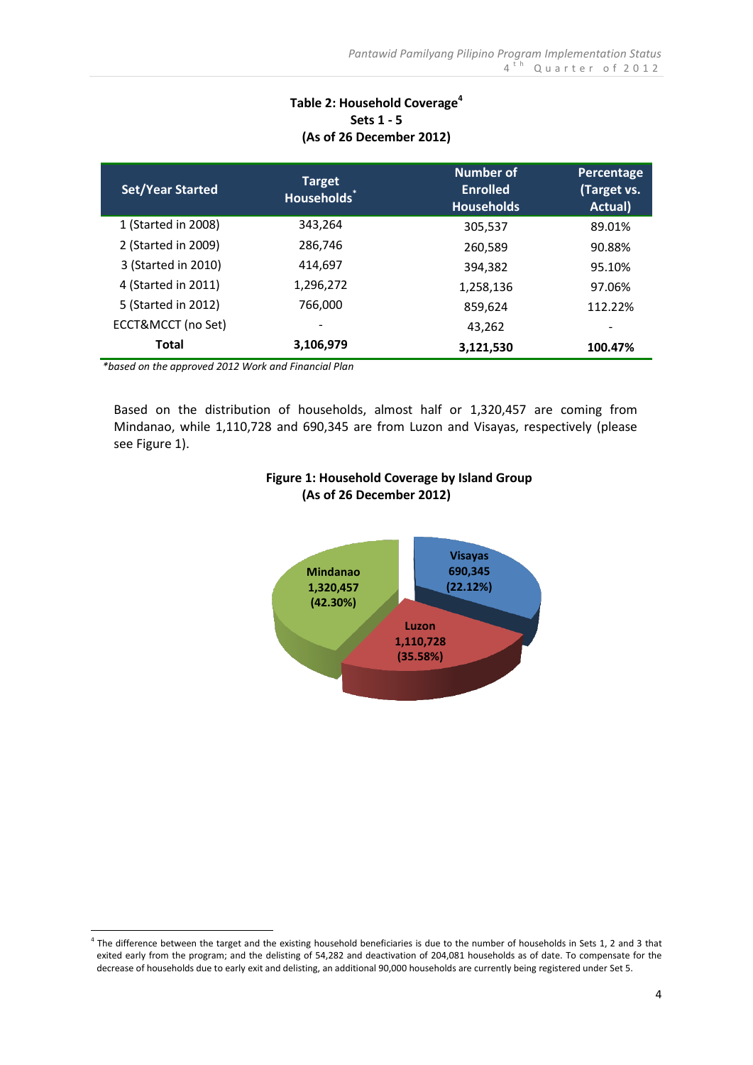**Table 2: Household Coverage[4]**
**Sets 1 - 5**
**(As of 26 December 2012)**

| Set/Year Started | Target Households* | Number of Enrolled Households | Percentage (Target vs. Actual) |
|---|---|---|---|
| 1 (Started in 2008) | 343,264 | 305,537 | 89.01% |
| 2 (Started in 2009) | 286,746 | 260,589 | 90.88% |
| 3 (Started in 2010) | 414,697 | 394,382 | 95.10% |
| 4 (Started in 2011) | 1,296,272 | 1,258,136 | 97.06% |
| 5 (Started in 2012) | 766,000 | 859,624 | 112.22% |
| ECCT&MCCT (no Set) | - | 43,262 | - |
| **Total** | **3,106,979** | **3,121,530** | **100.47%** |

*\*based on the approved 2012 Work and Financial Plan*

Based on the distribution of households, almost half or 1,320,457 are coming from Mindanao, while 1,110,728 and 690,345 are from Luzon and Visayas, respectively (please see Figure 1).

**Figure 1: Household Coverage by Island Group**
**(As of 26 December 2012)**

| Island Group | Households | Percentage |
|---|---|---|
| Mindanao | 1,320,457 | 42.30% |
| Luzon | 1,110,728 | 35.58% |
| Visayas | 690,345 | 22.12% |

[4] The difference between the target and the existing household beneficiaries is due to the number of households in Sets 1, 2 and 3 that exited early from the program; and the delisting of 54,282 and deactivation of 204,081 households as of date. To compensate for the decrease of households due to early exit and delisting, an additional 90,000 households are currently being registered under Set 5.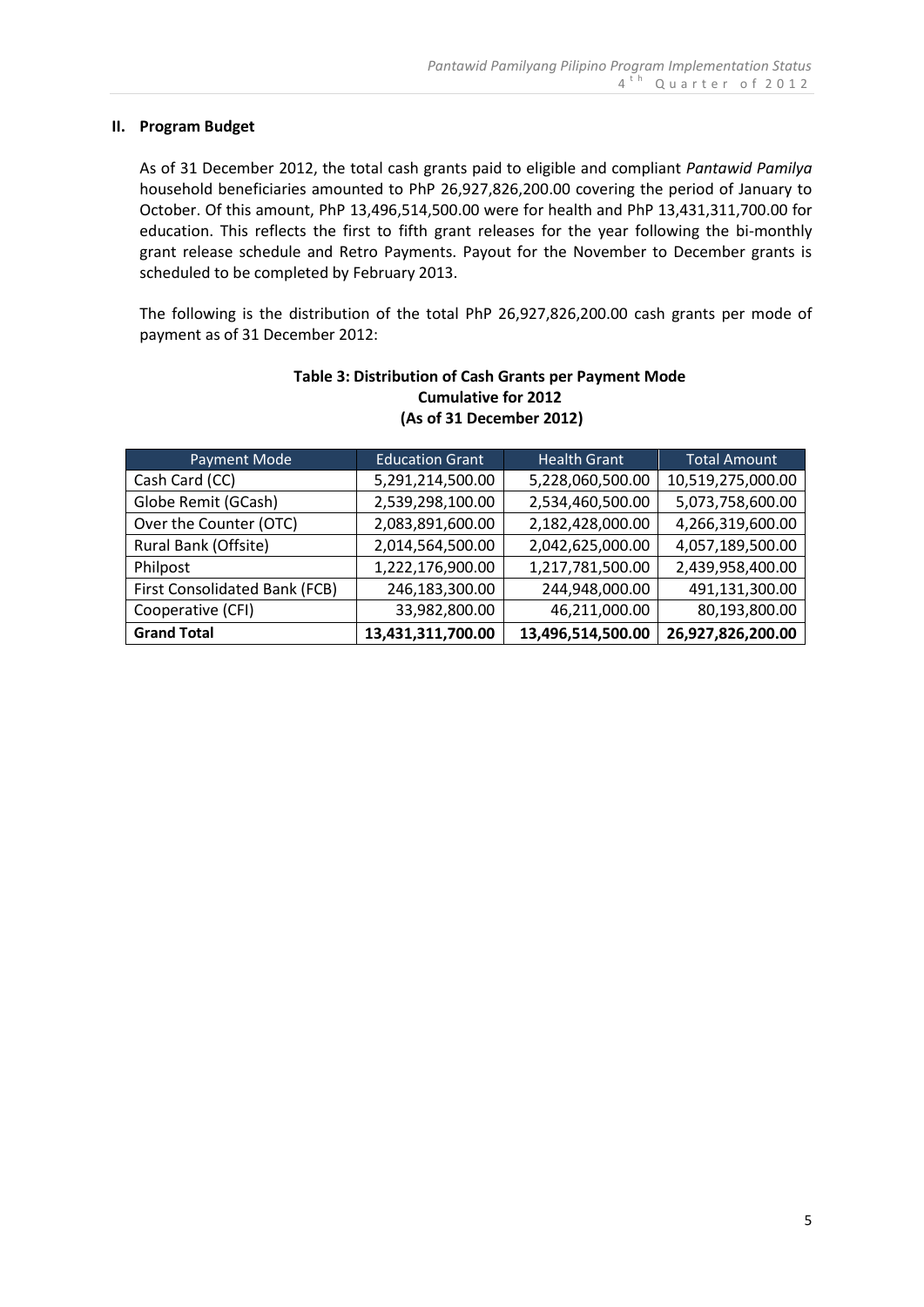## II. Program Budget

As of 31 December 2012, the total cash grants paid to eligible and compliant *Pantawid Pamilya* household beneficiaries amounted to PhP 26,927,826,200.00 covering the period of January to October. Of this amount, PhP 13,496,514,500.00 were for health and PhP 13,431,311,700.00 for education. This reflects the first to fifth grant releases for the year following the bi-monthly grant release schedule and Retro Payments. Payout for the November to December grants is scheduled to be completed by February 2013.

The following is the distribution of the total PhP 26,927,826,200.00 cash grants per mode of payment as of 31 December 2012:

**Table 3: Distribution of Cash Grants per Payment Mode**
**Cumulative for 2012**
**(As of 31 December 2012)**

| Payment Mode | Education Grant | Health Grant | Total Amount |
|---|---|---|---|
| Cash Card (CC) | 5,291,214,500.00 | 5,228,060,500.00 | 10,519,275,000.00 |
| Globe Remit (GCash) | 2,539,298,100.00 | 2,534,460,500.00 | 5,073,758,600.00 |
| Over the Counter (OTC) | 2,083,891,600.00 | 2,182,428,000.00 | 4,266,319,600.00 |
| Rural Bank (Offsite) | 2,014,564,500.00 | 2,042,625,000.00 | 4,057,189,500.00 |
| Philpost | 1,222,176,900.00 | 1,217,781,500.00 | 2,439,958,400.00 |
| First Consolidated Bank (FCB) | 246,183,300.00 | 244,948,000.00 | 491,131,300.00 |
| Cooperative (CFI) | 33,982,800.00 | 46,211,000.00 | 80,193,800.00 |
| **Grand Total** | **13,431,311,700.00** | **13,496,514,500.00** | **26,927,826,200.00** |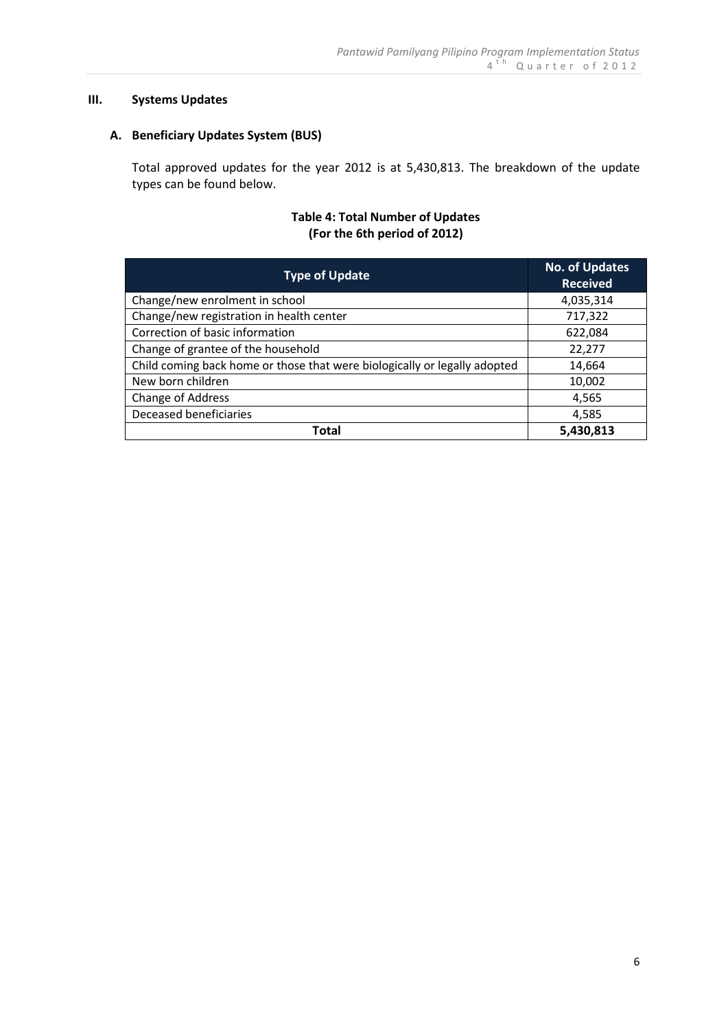## III. Systems Updates

### A. Beneficiary Updates System (BUS)

Total approved updates for the year 2012 is at 5,430,813. The breakdown of the update types can be found below.

**Table 4: Total Number of Updates (For the 6th period of 2012)**

| Type of Update | No. of Updates Received |
|---|---|
| Change/new enrolment in school | 4,035,314 |
| Change/new registration in health center | 717,322 |
| Correction of basic information | 622,084 |
| Change of grantee of the household | 22,277 |
| Child coming back home or those that were biologically or legally adopted | 14,664 |
| New born children | 10,002 |
| Change of Address | 4,565 |
| Deceased beneficiaries | 4,585 |
| **Total** | **5,430,813** |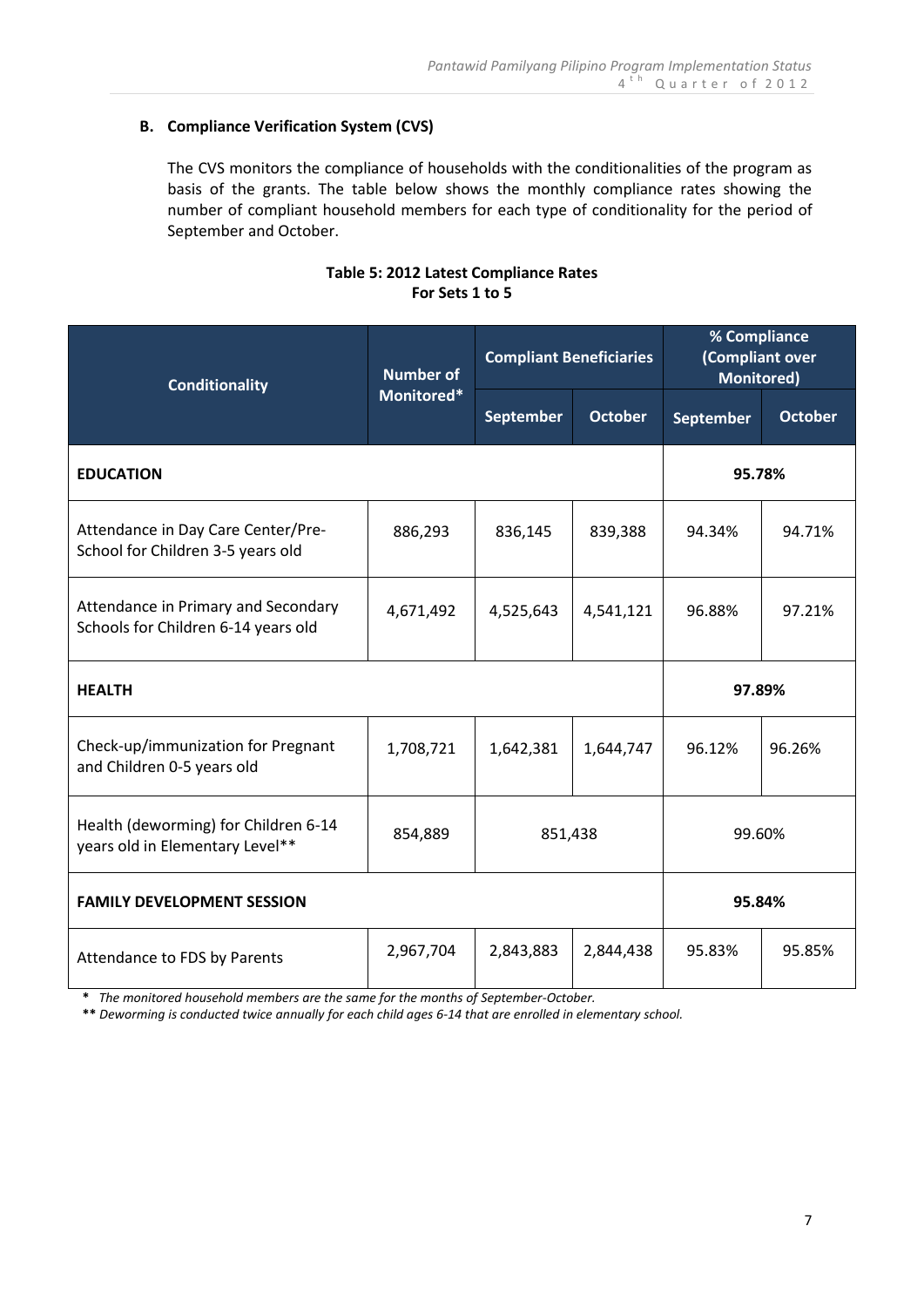**B. Compliance Verification System (CVS)**

The CVS monitors the compliance of households with the conditionalities of the program as basis of the grants. The table below shows the monthly compliance rates showing the number of compliant household members for each type of conditionality for the period of September and October.

**Table 5: 2012 Latest Compliance Rates**
**For Sets 1 to 5**

| Conditionality | Number of Monitored* | Compliant Beneficiaries | | % Compliance (Compliant over Monitored) | |
|---|---|---|---|---|---|
| | | September | October | September | October |
| **EDUCATION** | | | | **95.78%** | |
| Attendance in Day Care Center/Pre-School for Children 3-5 years old | 886,293 | 836,145 | 839,388 | 94.34% | 94.71% |
| Attendance in Primary and Secondary Schools for Children 6-14 years old | 4,671,492 | 4,525,643 | 4,541,121 | 96.88% | 97.21% |
| **HEALTH** | | | | **97.89%** | |
| Check-up/immunization for Pregnant and Children 0-5 years old | 1,708,721 | 1,642,381 | 1,644,747 | 96.12% | 96.26% |
| Health (deworming) for Children 6-14 years old in Elementary Level** | 854,889 | 851,438 | | 99.60% | |
| **FAMILY DEVELOPMENT SESSION** | | | | **95.84%** | |
| Attendance to FDS by Parents | 2,967,704 | 2,843,883 | 2,844,438 | 95.83% | 95.85% |

**\*** *The monitored household members are the same for the months of September-October.*

**\*\*** *Deworming is conducted twice annually for each child ages 6-14 that are enrolled in elementary school.*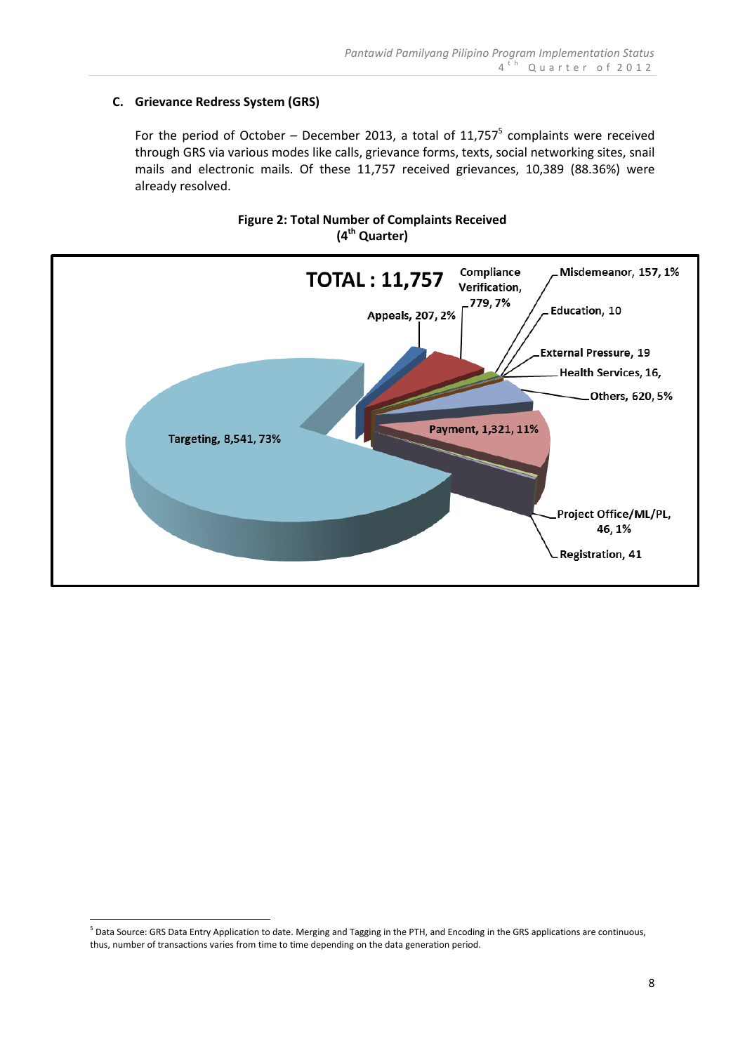### C. Grievance Redress System (GRS)

For the period of October – December 2013, a total of 11,757[5] complaints were received through GRS via various modes like calls, grievance forms, texts, social networking sites, snail mails and electronic mails. Of these 11,757 received grievances, 10,389 (88.36%) were already resolved.

**Figure 2: Total Number of Complaints Received (4th Quarter)**

TOTAL : 11,757

- Targeting, 8,541, 73%
- Payment, 1,321, 11%
- Compliance Verification, 779, 7%
- Others, 620, 5%
- Appeals, 207, 2%
- Misdemeanor, 157, 1%
- Project Office/ML/PL, 46, 1%
- Registration, 41
- External Pressure, 19
- Health Services, 16,
- Education, 10

---

[5] Data Source: GRS Data Entry Application to date. Merging and Tagging in the PTH, and Encoding in the GRS applications are continuous, thus, number of transactions varies from time to time depending on the data generation period.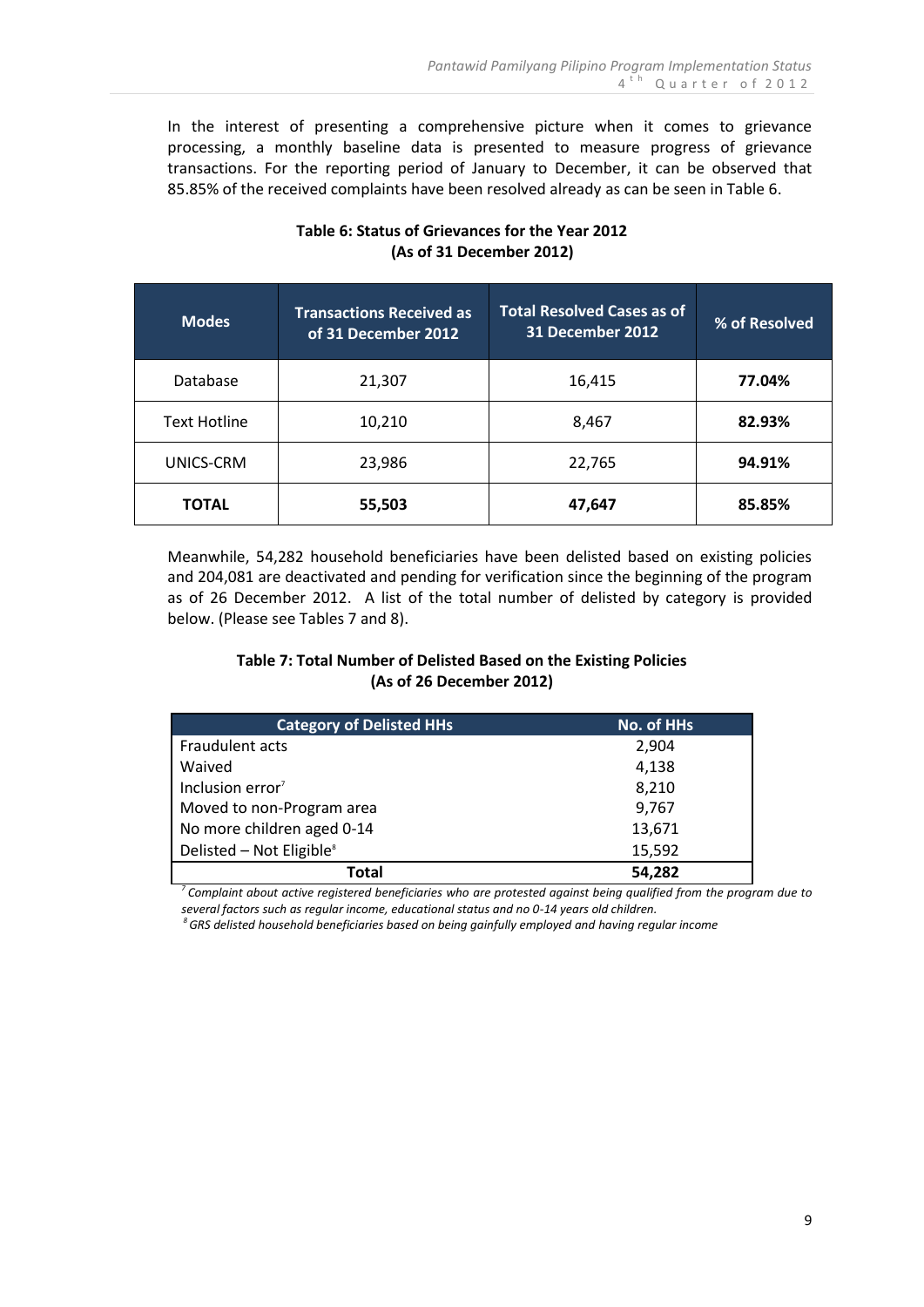In the interest of presenting a comprehensive picture when it comes to grievance processing, a monthly baseline data is presented to measure progress of grievance transactions. For the reporting period of January to December, it can be observed that 85.85% of the received complaints have been resolved already as can be seen in Table 6.

**Table 6: Status of Grievances for the Year 2012**
**(As of 31 December 2012)**

| Modes | Transactions Received as of 31 December 2012 | Total Resolved Cases as of 31 December 2012 | % of Resolved |
|---|---|---|---|
| Database | 21,307 | 16,415 | **77.04%** |
| Text Hotline | 10,210 | 8,467 | **82.93%** |
| UNICS-CRM | 23,986 | 22,765 | **94.91%** |
| **TOTAL** | **55,503** | **47,647** | **85.85%** |

Meanwhile, 54,282 household beneficiaries have been delisted based on existing policies and 204,081 are deactivated and pending for verification since the beginning of the program as of 26 December 2012. A list of the total number of delisted by category is provided below. (Please see Tables 7 and 8).

**Table 7: Total Number of Delisted Based on the Existing Policies**
**(As of 26 December 2012)**

| Category of Delisted HHs | No. of HHs |
|---|---|
| Fraudulent acts | 2,904 |
| Waived | 4,138 |
| Inclusion error[7] | 8,210 |
| Moved to non-Program area | 9,767 |
| No more children aged 0-14 | 13,671 |
| Delisted – Not Eligible[8] | 15,592 |
| **Total** | **54,282** |

*[7] Complaint about active registered beneficiaries who are protested against being qualified from the program due to several factors such as regular income, educational status and no 0-14 years old children.*

*[8] GRS delisted household beneficiaries based on being gainfully employed and having regular income*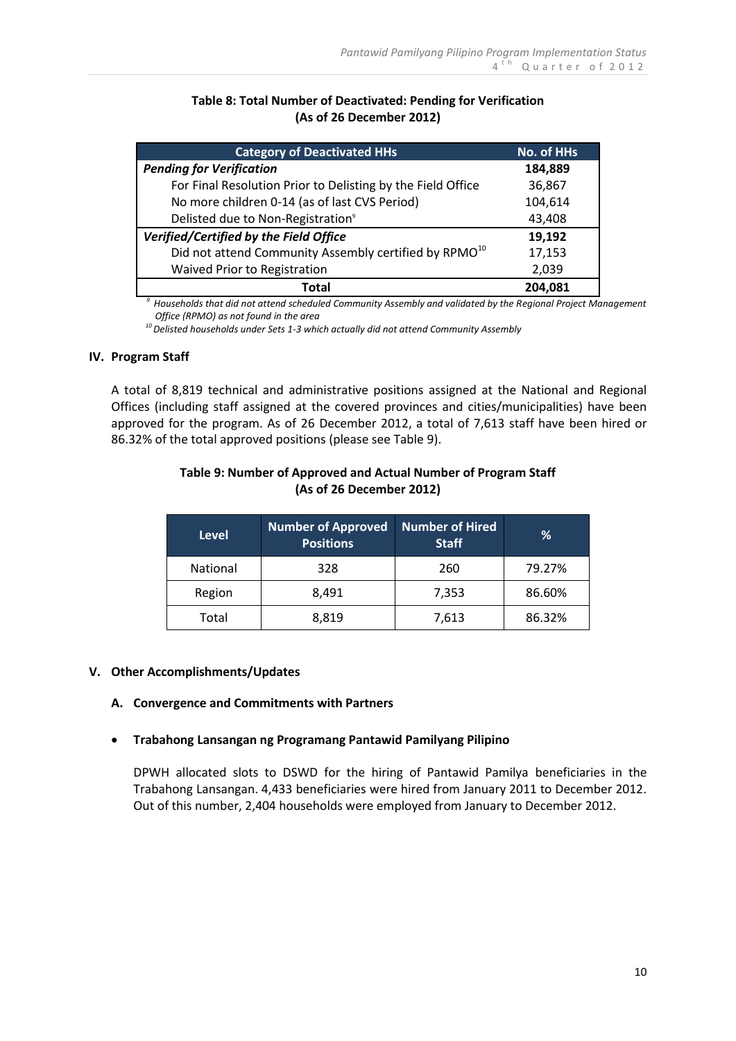**Table 8: Total Number of Deactivated: Pending for Verification**
**(As of 26 December 2012)**

| Category of Deactivated HHs | No. of HHs |
|---|---|
| ***Pending for Verification*** | **184,889** |
| For Final Resolution Prior to Delisting by the Field Office | 36,867 |
| No more children 0-14 (as of last CVS Period) | 104,614 |
| Delisted due to Non-Registration[9] | 43,408 |
| ***Verified/Certified by the Field Office*** | **19,192** |
| Did not attend Community Assembly certified by RPMO[10] | 17,153 |
| Waived Prior to Registration | 2,039 |
| **Total** | **204,081** |

*[9] Households that did not attend scheduled Community Assembly and validated by the Regional Project Management Office (RPMO) as not found in the area*

*[10] Delisted households under Sets 1-3 which actually did not attend Community Assembly*

## IV. Program Staff

A total of 8,819 technical and administrative positions assigned at the National and Regional Offices (including staff assigned at the covered provinces and cities/municipalities) have been approved for the program. As of 26 December 2012, a total of 7,613 staff have been hired or 86.32% of the total approved positions (please see Table 9).

**Table 9: Number of Approved and Actual Number of Program Staff**
**(As of 26 December 2012)**

| Level | Number of Approved Positions | Number of Hired Staff | % |
|---|---|---|---|
| National | 328 | 260 | 79.27% |
| Region | 8,491 | 7,353 | 86.60% |
| Total | 8,819 | 7,613 | 86.32% |

## V. Other Accomplishments/Updates

### A. Convergence and Commitments with Partners

- **Trabahong Lansangan ng Programang Pantawid Pamilyang Pilipino**

  DPWH allocated slots to DSWD for the hiring of Pantawid Pamilya beneficiaries in the Trabahong Lansangan. 4,433 beneficiaries were hired from January 2011 to December 2012. Out of this number, 2,404 households were employed from January to December 2012.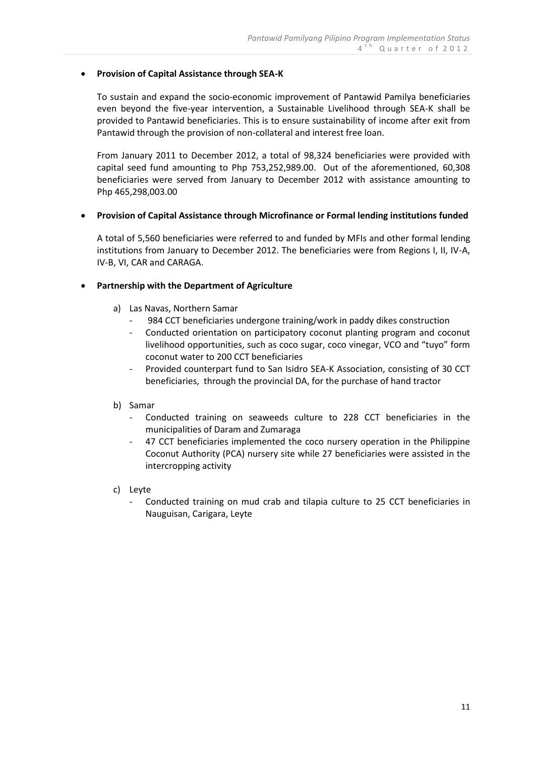- **Provision of Capital Assistance through SEA-K**

  To sustain and expand the socio-economic improvement of Pantawid Pamilya beneficiaries even beyond the five-year intervention, a Sustainable Livelihood through SEA-K shall be provided to Pantawid beneficiaries. This is to ensure sustainability of income after exit from Pantawid through the provision of non-collateral and interest free loan.

  From January 2011 to December 2012, a total of 98,324 beneficiaries were provided with capital seed fund amounting to Php 753,252,989.00. Out of the aforementioned, 60,308 beneficiaries were served from January to December 2012 with assistance amounting to Php 465,298,003.00

- **Provision of Capital Assistance through Microfinance or Formal lending institutions funded**

  A total of 5,560 beneficiaries were referred to and funded by MFIs and other formal lending institutions from January to December 2012. The beneficiaries were from Regions I, II, IV-A, IV-B, VI, CAR and CARAGA.

- **Partnership with the Department of Agriculture**

  a) Las Navas, Northern Samar
     - 984 CCT beneficiaries undergone training/work in paddy dikes construction
     - Conducted orientation on participatory coconut planting program and coconut livelihood opportunities, such as coco sugar, coco vinegar, VCO and "tuyo" form coconut water to 200 CCT beneficiaries
     - Provided counterpart fund to San Isidro SEA-K Association, consisting of 30 CCT beneficiaries, through the provincial DA, for the purchase of hand tractor

  b) Samar
     - Conducted training on seaweeds culture to 228 CCT beneficiaries in the municipalities of Daram and Zumaraga
     - 47 CCT beneficiaries implemented the coco nursery operation in the Philippine Coconut Authority (PCA) nursery site while 27 beneficiaries were assisted in the intercropping activity

  c) Leyte
     - Conducted training on mud crab and tilapia culture to 25 CCT beneficiaries in Nauguisan, Carigara, Leyte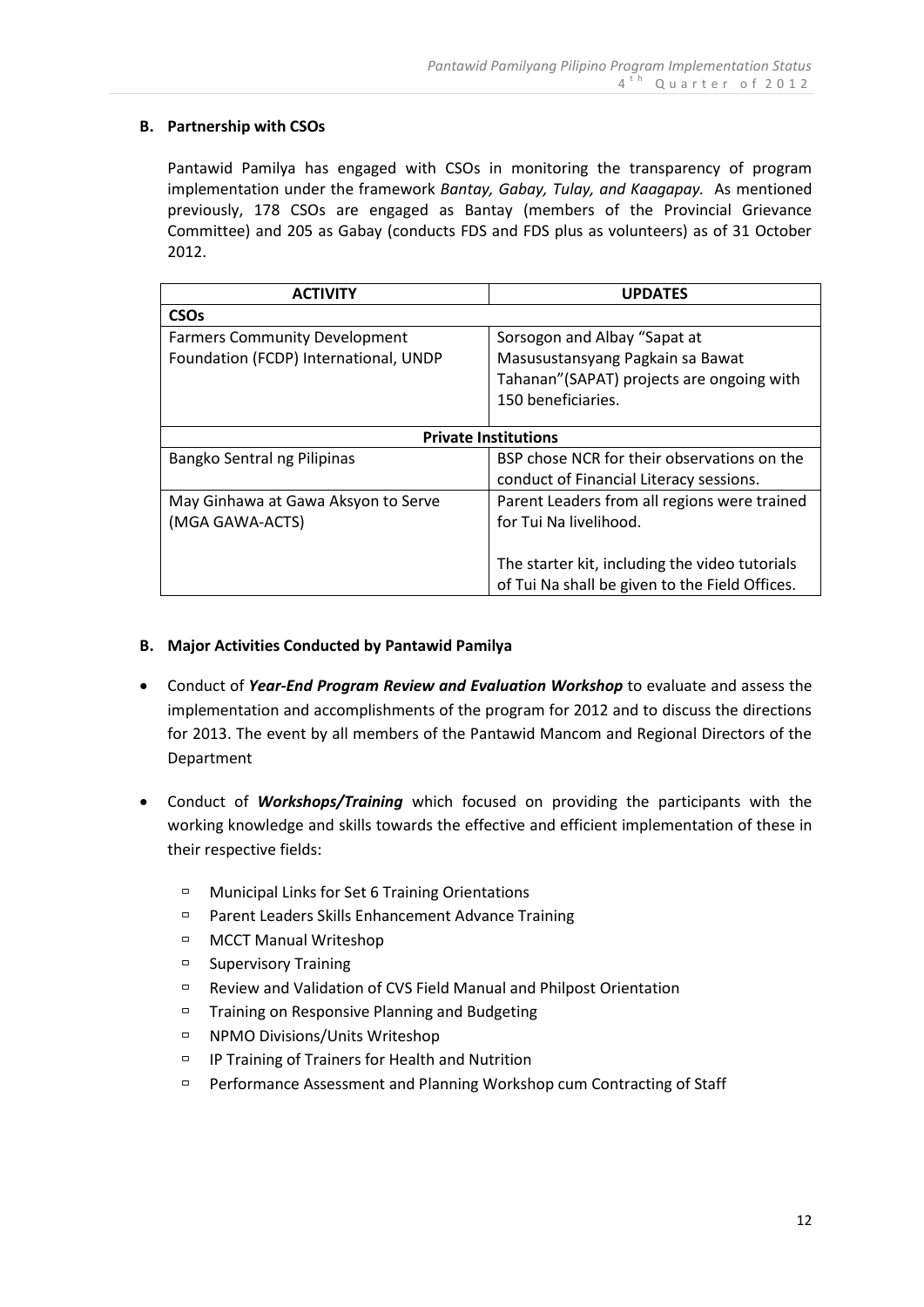**B. Partnership with CSOs**

Pantawid Pamilya has engaged with CSOs in monitoring the transparency of program implementation under the framework *Bantay, Gabay, Tulay, and Kaagapay.* As mentioned previously, 178 CSOs are engaged as Bantay (members of the Provincial Grievance Committee) and 205 as Gabay (conducts FDS and FDS plus as volunteers) as of 31 October 2012.

| ACTIVITY | UPDATES |
|---|---|
| **CSOs** | |
| Farmers Community Development Foundation (FCDP) International, UNDP | Sorsogon and Albay "Sapat at Masusustansyang Pagkain sa Bawat Tahanan"(SAPAT) projects are ongoing with 150 beneficiaries. |
| **Private Institutions** | |
| Bangko Sentral ng Pilipinas | BSP chose NCR for their observations on the conduct of Financial Literacy sessions. |
| May Ginhawa at Gawa Aksyon to Serve (MGA GAWA-ACTS) | Parent Leaders from all regions were trained for Tui Na livelihood.<br><br>The starter kit, including the video tutorials of Tui Na shall be given to the Field Offices. |

**B. Major Activities Conducted by Pantawid Pamilya**

- Conduct of ***Year-End Program Review and Evaluation Workshop*** to evaluate and assess the implementation and accomplishments of the program for 2012 and to discuss the directions for 2013. The event by all members of the Pantawid Mancom and Regional Directors of the Department
- Conduct of ***Workshops/Training*** which focused on providing the participants with the working knowledge and skills towards the effective and efficient implementation of these in their respective fields:
  - Municipal Links for Set 6 Training Orientations
  - Parent Leaders Skills Enhancement Advance Training
  - MCCT Manual Writeshop
  - Supervisory Training
  - Review and Validation of CVS Field Manual and Philpost Orientation
  - Training on Responsive Planning and Budgeting
  - NPMO Divisions/Units Writeshop
  - IP Training of Trainers for Health and Nutrition
  - Performance Assessment and Planning Workshop cum Contracting of Staff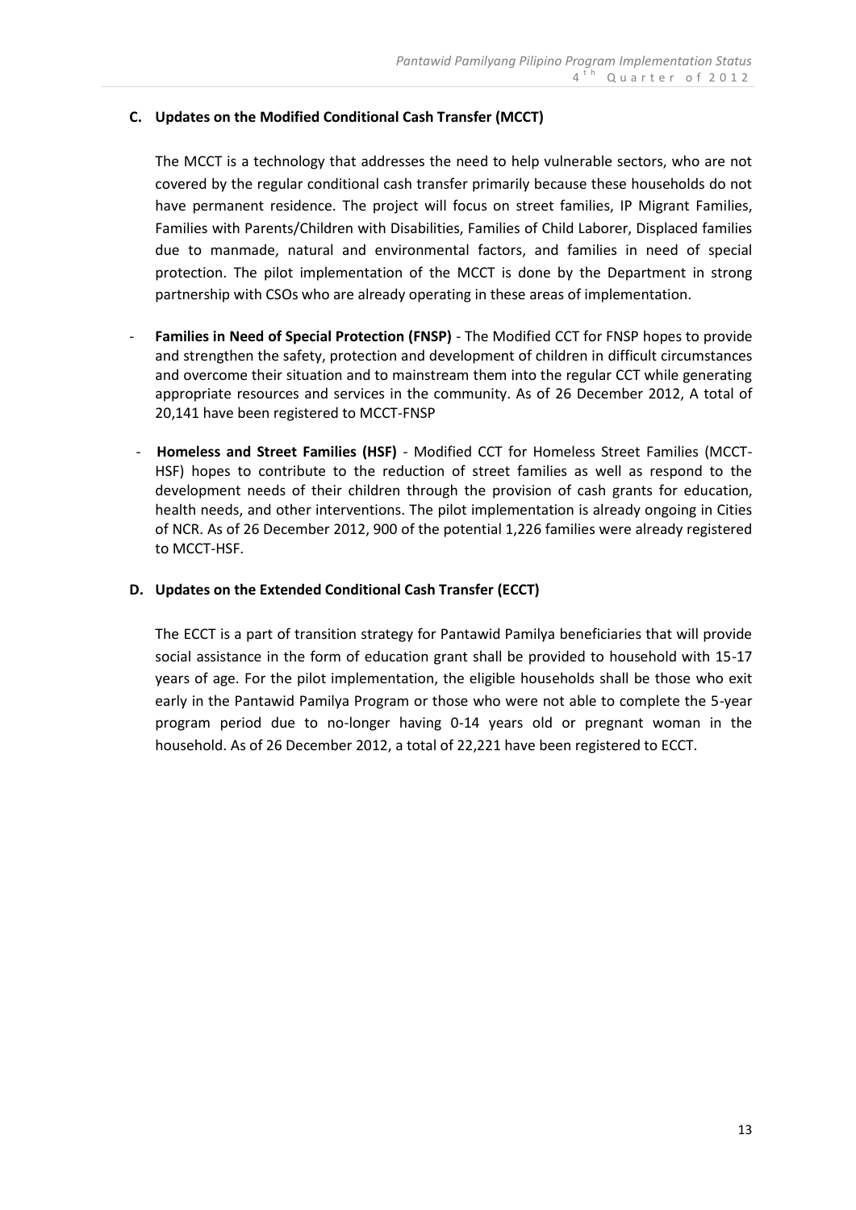### C. Updates on the Modified Conditional Cash Transfer (MCCT)

The MCCT is a technology that addresses the need to help vulnerable sectors, who are not covered by the regular conditional cash transfer primarily because these households do not have permanent residence. The project will focus on street families, IP Migrant Families, Families with Parents/Children with Disabilities, Families of Child Laborer, Displaced families due to manmade, natural and environmental factors, and families in need of special protection. The pilot implementation of the MCCT is done by the Department in strong partnership with CSOs who are already operating in these areas of implementation.

- **Families in Need of Special Protection (FNSP)** - The Modified CCT for FNSP hopes to provide and strengthen the safety, protection and development of children in difficult circumstances and overcome their situation and to mainstream them into the regular CCT while generating appropriate resources and services in the community. As of 26 December 2012, A total of 20,141 have been registered to MCCT-FNSP

- **Homeless and Street Families (HSF)** - Modified CCT for Homeless Street Families (MCCT-HSF) hopes to contribute to the reduction of street families as well as respond to the development needs of their children through the provision of cash grants for education, health needs, and other interventions. The pilot implementation is already ongoing in Cities of NCR. As of 26 December 2012, 900 of the potential 1,226 families were already registered to MCCT-HSF.

### D. Updates on the Extended Conditional Cash Transfer (ECCT)

The ECCT is a part of transition strategy for Pantawid Pamilya beneficiaries that will provide social assistance in the form of education grant shall be provided to household with 15-17 years of age. For the pilot implementation, the eligible households shall be those who exit early in the Pantawid Pamilya Program or those who were not able to complete the 5-year program period due to no-longer having 0-14 years old or pregnant woman in the household. As of 26 December 2012, a total of 22,221 have been registered to ECCT.